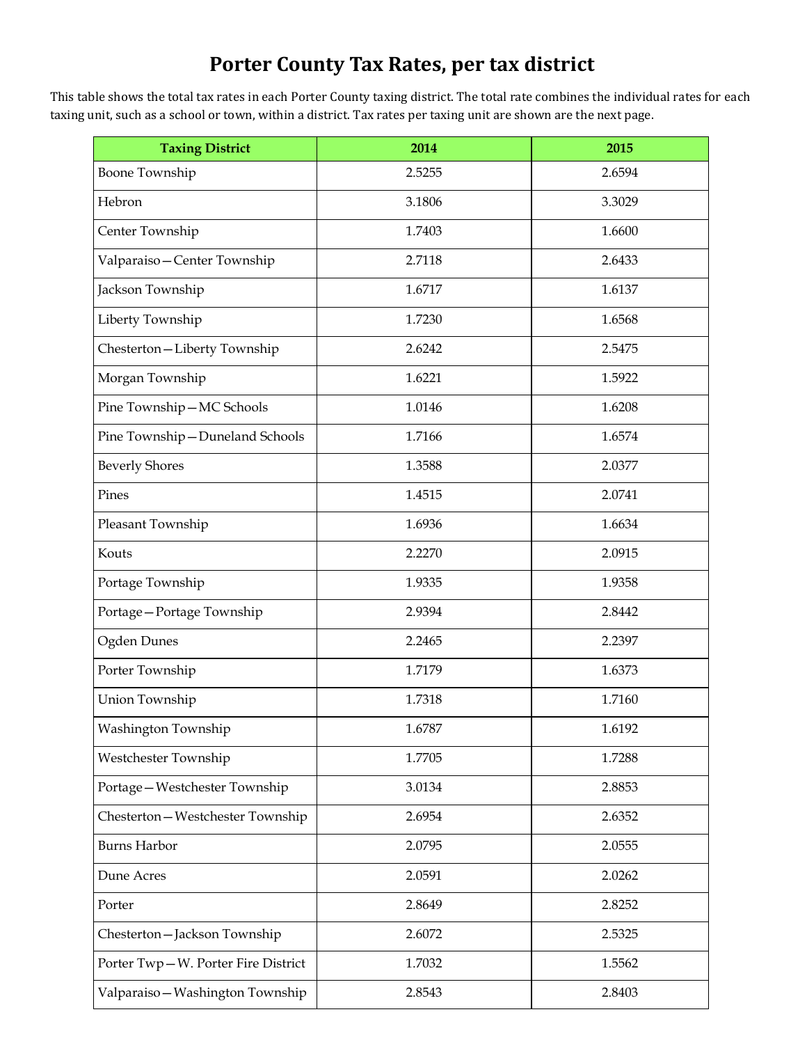# Porter County Tax Rates, per tax district

This table shows the total tax rates in each Porter County taxing district. The total rate combines the individual rates for each taxing unit, such as a school or town, within a district. Tax rates per taxing unit are shown are the next page.

| Taxing District | 2014 | 2015 |
|---|---|---|
| Boone Township | 2.5255 | 2.6594 |
| Hebron | 3.1806 | 3.3029 |
| Center Township | 1.7403 | 1.6600 |
| Valparaiso—Center Township | 2.7118 | 2.6433 |
| Jackson Township | 1.6717 | 1.6137 |
| Liberty Township | 1.7230 | 1.6568 |
| Chesterton—Liberty Township | 2.6242 | 2.5475 |
| Morgan Township | 1.6221 | 1.5922 |
| Pine Township—MC Schools | 1.0146 | 1.6208 |
| Pine Township—Duneland Schools | 1.7166 | 1.6574 |
| Beverly Shores | 1.3588 | 2.0377 |
| Pines | 1.4515 | 2.0741 |
| Pleasant Township | 1.6936 | 1.6634 |
| Kouts | 2.2270 | 2.0915 |
| Portage Township | 1.9335 | 1.9358 |
| Portage—Portage Township | 2.9394 | 2.8442 |
| Ogden Dunes | 2.2465 | 2.2397 |
| Porter Township | 1.7179 | 1.6373 |
| Union Township | 1.7318 | 1.7160 |
| Washington Township | 1.6787 | 1.6192 |
| Westchester Township | 1.7705 | 1.7288 |
| Portage—Westchester Township | 3.0134 | 2.8853 |
| Chesterton—Westchester Township | 2.6954 | 2.6352 |
| Burns Harbor | 2.0795 | 2.0555 |
| Dune Acres | 2.0591 | 2.0262 |
| Porter | 2.8649 | 2.8252 |
| Chesterton—Jackson Township | 2.6072 | 2.5325 |
| Porter Twp—W. Porter Fire District | 1.7032 | 1.5562 |
| Valparaiso—Washington Township | 2.8543 | 2.8403 |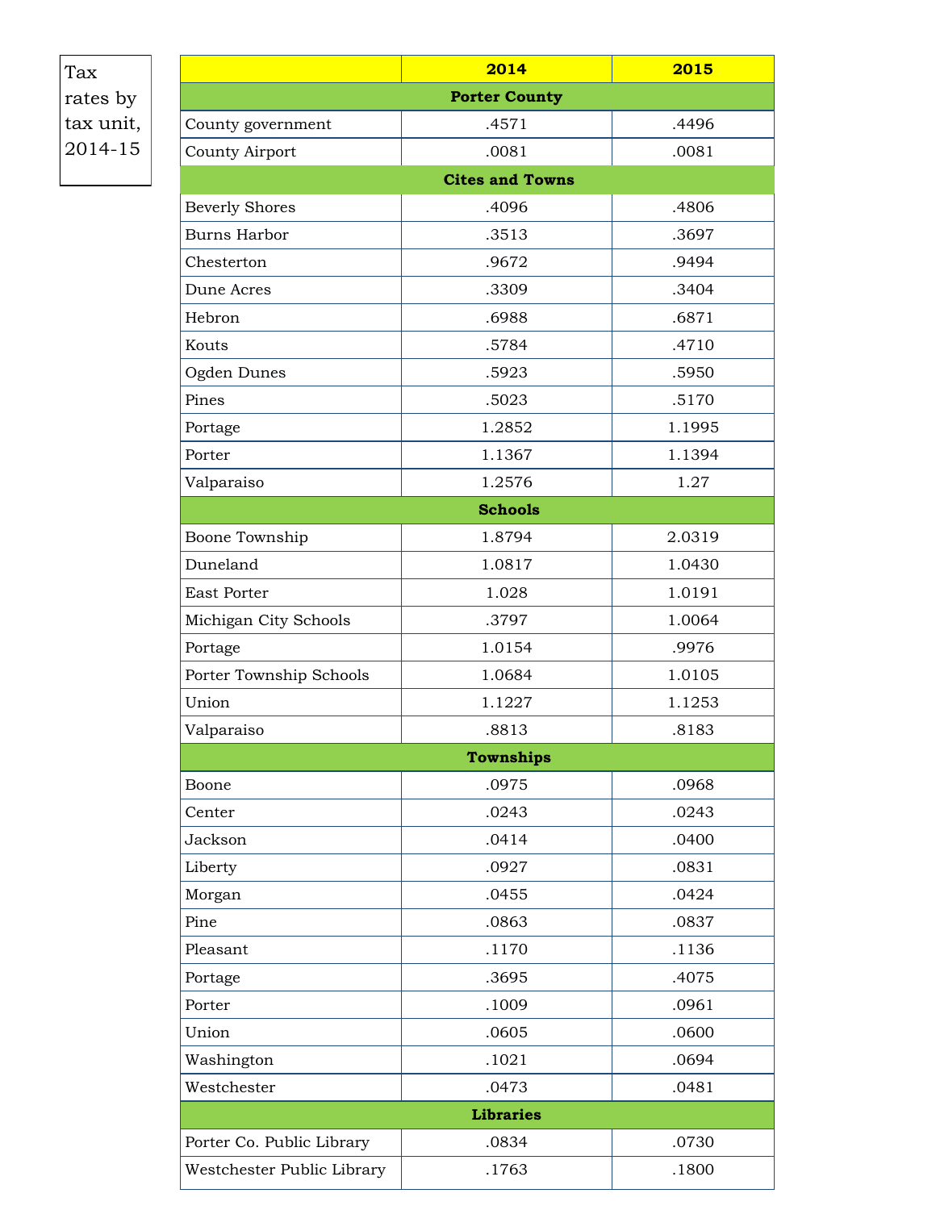Tax rates by tax unit, 2014-15

| | 2014 | 2015 |
|---|---|---|
| **Porter County** | | |
| County government | .4571 | .4496 |
| County Airport | .0081 | .0081 |
| **Cites and Towns** | | |
| Beverly Shores | .4096 | .4806 |
| Burns Harbor | .3513 | .3697 |
| Chesterton | .9672 | .9494 |
| Dune Acres | .3309 | .3404 |
| Hebron | .6988 | .6871 |
| Kouts | .5784 | .4710 |
| Ogden Dunes | .5923 | .5950 |
| Pines | .5023 | .5170 |
| Portage | 1.2852 | 1.1995 |
| Porter | 1.1367 | 1.1394 |
| Valparaiso | 1.2576 | 1.27 |
| **Schools** | | |
| Boone Township | 1.8794 | 2.0319 |
| Duneland | 1.0817 | 1.0430 |
| East Porter | 1.028 | 1.0191 |
| Michigan City Schools | .3797 | 1.0064 |
| Portage | 1.0154 | .9976 |
| Porter Township Schools | 1.0684 | 1.0105 |
| Union | 1.1227 | 1.1253 |
| Valparaiso | .8813 | .8183 |
| **Townships** | | |
| Boone | .0975 | .0968 |
| Center | .0243 | .0243 |
| Jackson | .0414 | .0400 |
| Liberty | .0927 | .0831 |
| Morgan | .0455 | .0424 |
| Pine | .0863 | .0837 |
| Pleasant | .1170 | .1136 |
| Portage | .3695 | .4075 |
| Porter | .1009 | .0961 |
| Union | .0605 | .0600 |
| Washington | .1021 | .0694 |
| Westchester | .0473 | .0481 |
| **Libraries** | | |
| Porter Co. Public Library | .0834 | .0730 |
| Westchester Public Library | .1763 | .1800 |